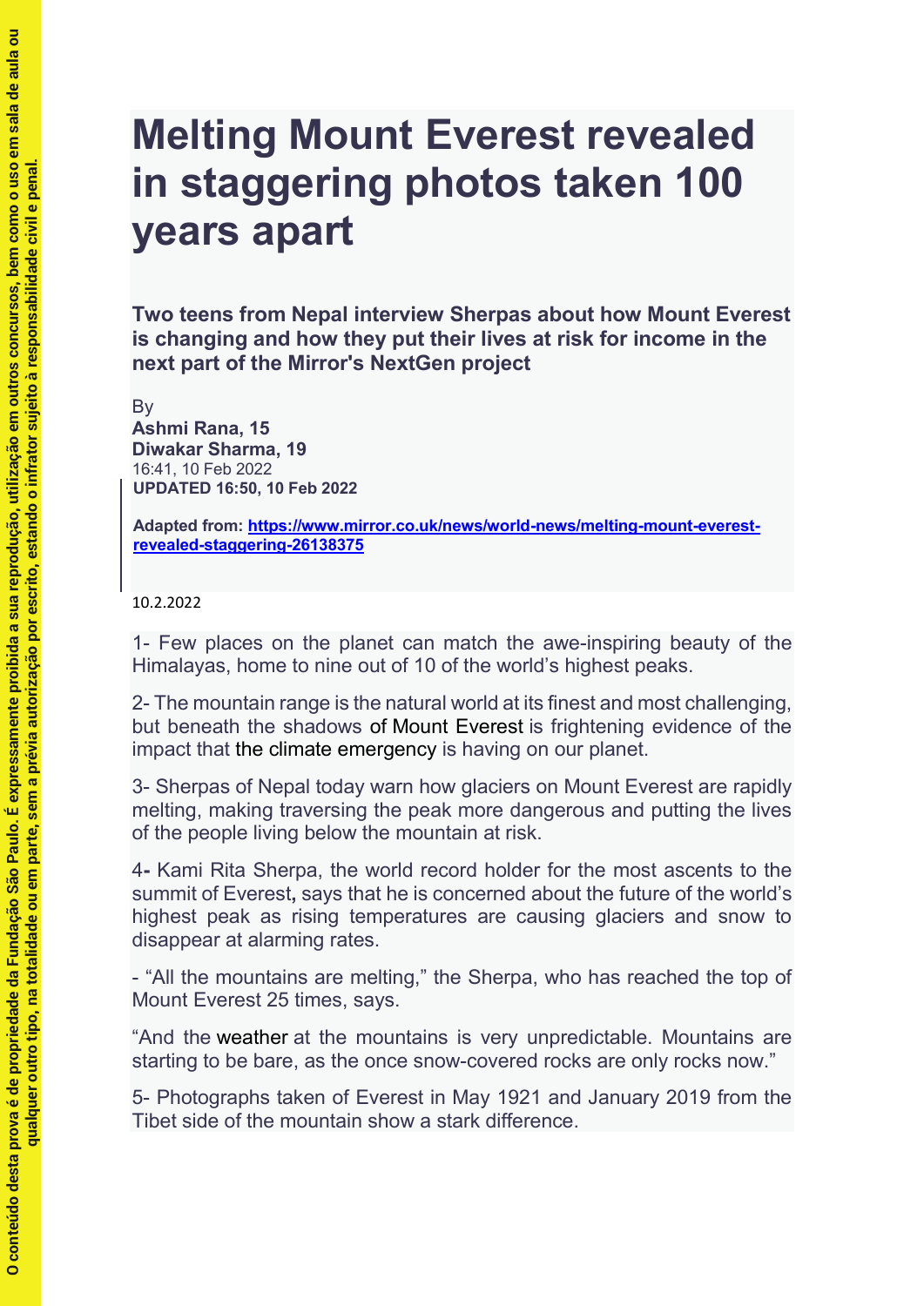# Melting Mount Everest revealed in staggering photos taken 100 years apart

**Two teens from Nepal interview Sherpas about how Mount Everest is changing and how they put their lives at risk for income in the next part of the Mirror's NextGen project**

By
**Ashmi Rana, 15**
**Diwakar Sharma, 19**
16:41, 10 Feb 2022
**UPDATED 16:50, 10 Feb 2022**

**Adapted from: [https://www.mirror.co.uk/news/world-news/melting-mount-everest-revealed-staggering-26138375](https://www.mirror.co.uk/news/world-news/melting-mount-everest-revealed-staggering-26138375)**

10.2.2022

1- Few places on the planet can match the awe-inspiring beauty of the Himalayas, home to nine out of 10 of the world's highest peaks.

2- The mountain range is the natural world at its finest and most challenging, but beneath the shadows of Mount Everest is frightening evidence of the impact that the climate emergency is having on our planet.

3- Sherpas of Nepal today warn how glaciers on Mount Everest are rapidly melting, making traversing the peak more dangerous and putting the lives of the people living below the mountain at risk.

4- Kami Rita Sherpa, the world record holder for the most ascents to the summit of Everest, says that he is concerned about the future of the world's highest peak as rising temperatures are causing glaciers and snow to disappear at alarming rates.

- "All the mountains are melting," the Sherpa, who has reached the top of Mount Everest 25 times, says.

"And the weather at the mountains is very unpredictable. Mountains are starting to be bare, as the once snow-covered rocks are only rocks now."

5- Photographs taken of Everest in May 1921 and January 2019 from the Tibet side of the mountain show a stark difference.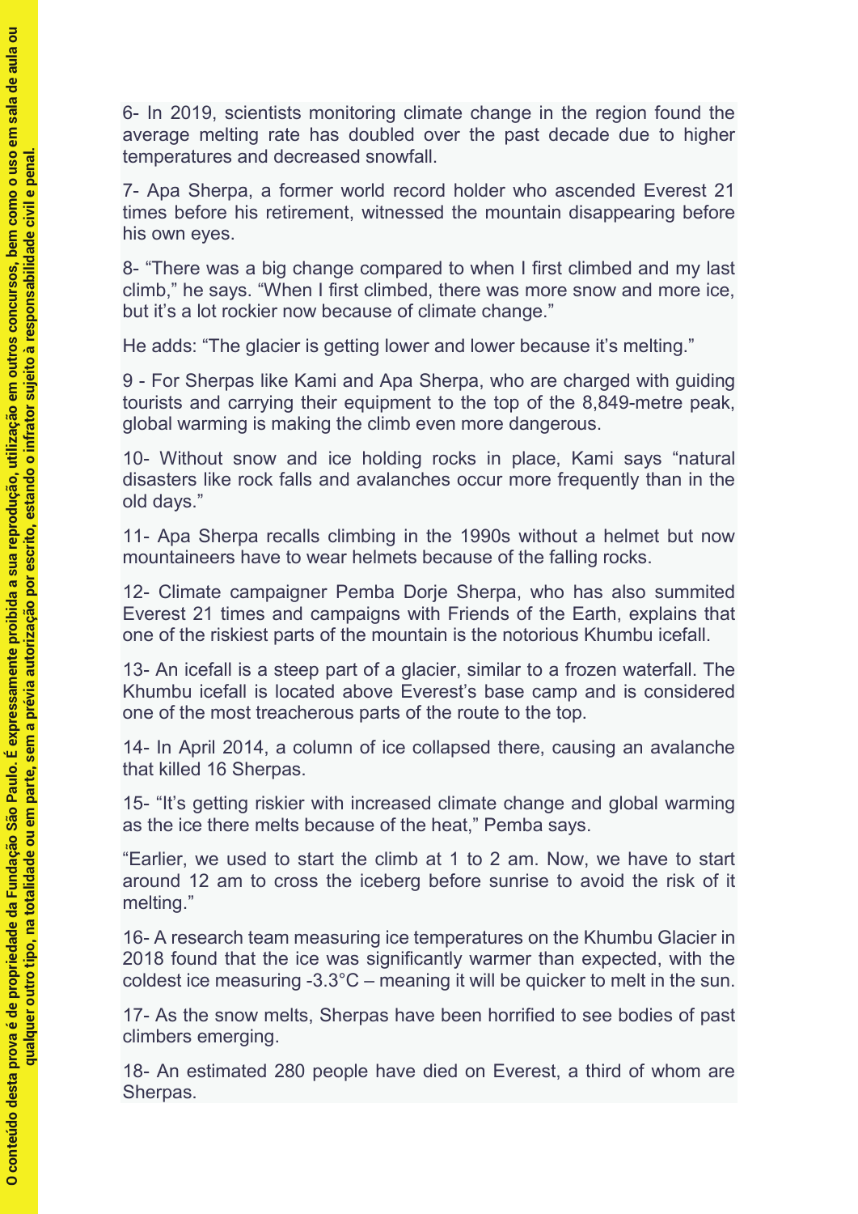6- In 2019, scientists monitoring climate change in the region found the average melting rate has doubled over the past decade due to higher temperatures and decreased snowfall.

7- Apa Sherpa, a former world record holder who ascended Everest 21 times before his retirement, witnessed the mountain disappearing before his own eyes.

8- “There was a big change compared to when I first climbed and my last climb,” he says. “When I first climbed, there was more snow and more ice, but it’s a lot rockier now because of climate change.”

He adds: “The glacier is getting lower and lower because it’s melting.”

9 - For Sherpas like Kami and Apa Sherpa, who are charged with guiding tourists and carrying their equipment to the top of the 8,849-metre peak, global warming is making the climb even more dangerous.

10- Without snow and ice holding rocks in place, Kami says “natural disasters like rock falls and avalanches occur more frequently than in the old days.”

11- Apa Sherpa recalls climbing in the 1990s without a helmet but now mountaineers have to wear helmets because of the falling rocks.

12- Climate campaigner Pemba Dorje Sherpa, who has also summited Everest 21 times and campaigns with Friends of the Earth, explains that one of the riskiest parts of the mountain is the notorious Khumbu icefall.

13- An icefall is a steep part of a glacier, similar to a frozen waterfall. The Khumbu icefall is located above Everest’s base camp and is considered one of the most treacherous parts of the route to the top.

14- In April 2014, a column of ice collapsed there, causing an avalanche that killed 16 Sherpas.

15- “It’s getting riskier with increased climate change and global warming as the ice there melts because of the heat,” Pemba says.

“Earlier, we used to start the climb at 1 to 2 am. Now, we have to start around 12 am to cross the iceberg before sunrise to avoid the risk of it melting.”

16- A research team measuring ice temperatures on the Khumbu Glacier in 2018 found that the ice was significantly warmer than expected, with the coldest ice measuring -3.3°C – meaning it will be quicker to melt in the sun.

17- As the snow melts, Sherpas have been horrified to see bodies of past climbers emerging.

18- An estimated 280 people have died on Everest, a third of whom are Sherpas.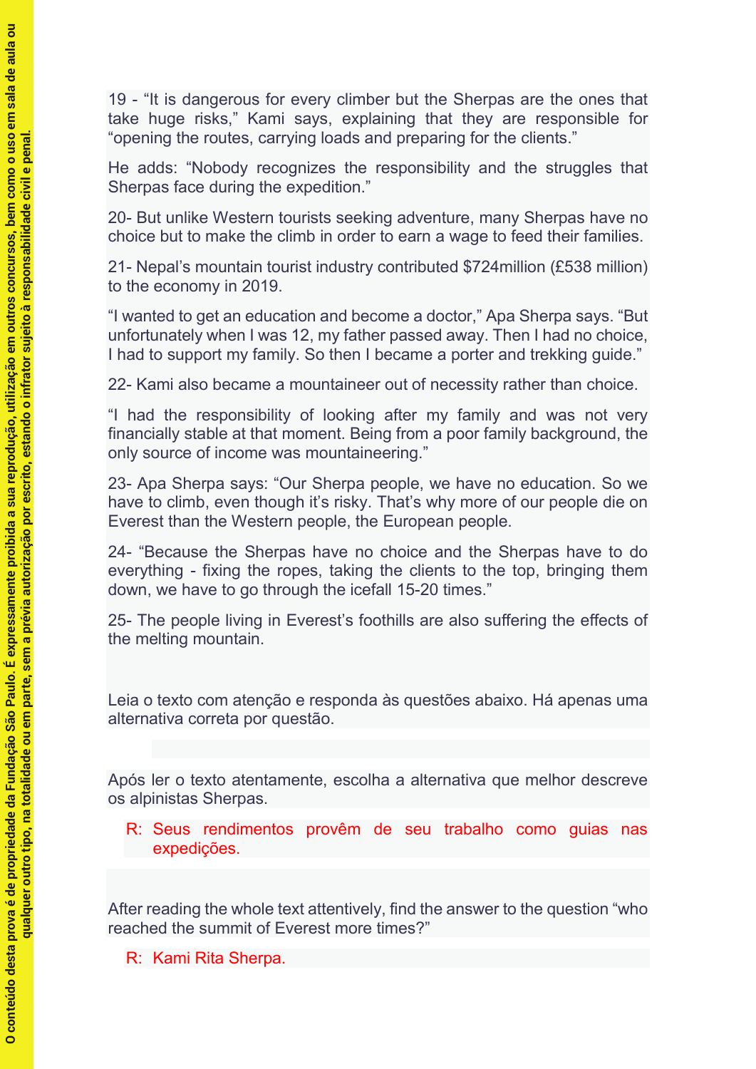19 - “It is dangerous for every climber but the Sherpas are the ones that take huge risks,” Kami says, explaining that they are responsible for “opening the routes, carrying loads and preparing for the clients.”

He adds: “Nobody recognizes the responsibility and the struggles that Sherpas face during the expedition.”

20- But unlike Western tourists seeking adventure, many Sherpas have no choice but to make the climb in order to earn a wage to feed their families.

21- Nepal’s mountain tourist industry contributed $724million (£538 million) to the economy in 2019.

“I wanted to get an education and become a doctor,” Apa Sherpa says. “But unfortunately when I was 12, my father passed away. Then I had no choice, I had to support my family. So then I became a porter and trekking guide.”

22- Kami also became a mountaineer out of necessity rather than choice.

“I had the responsibility of looking after my family and was not very financially stable at that moment. Being from a poor family background, the only source of income was mountaineering.”

23- Apa Sherpa says: “Our Sherpa people, we have no education. So we have to climb, even though it’s risky. That’s why more of our people die on Everest than the Western people, the European people.

24- “Because the Sherpas have no choice and the Sherpas have to do everything - fixing the ropes, taking the clients to the top, bringing them down, we have to go through the icefall 15-20 times.”

25- The people living in Everest’s foothills are also suffering the effects of the melting mountain.

Leia o texto com atenção e responda às questões abaixo. Há apenas uma alternativa correta por questão.

Após ler o texto atentamente, escolha a alternativa que melhor descreve os alpinistas Sherpas.

R: Seus rendimentos provêm de seu trabalho como guias nas expedições.

After reading the whole text attentively, find the answer to the question “who reached the summit of Everest more times?”

R: Kami Rita Sherpa.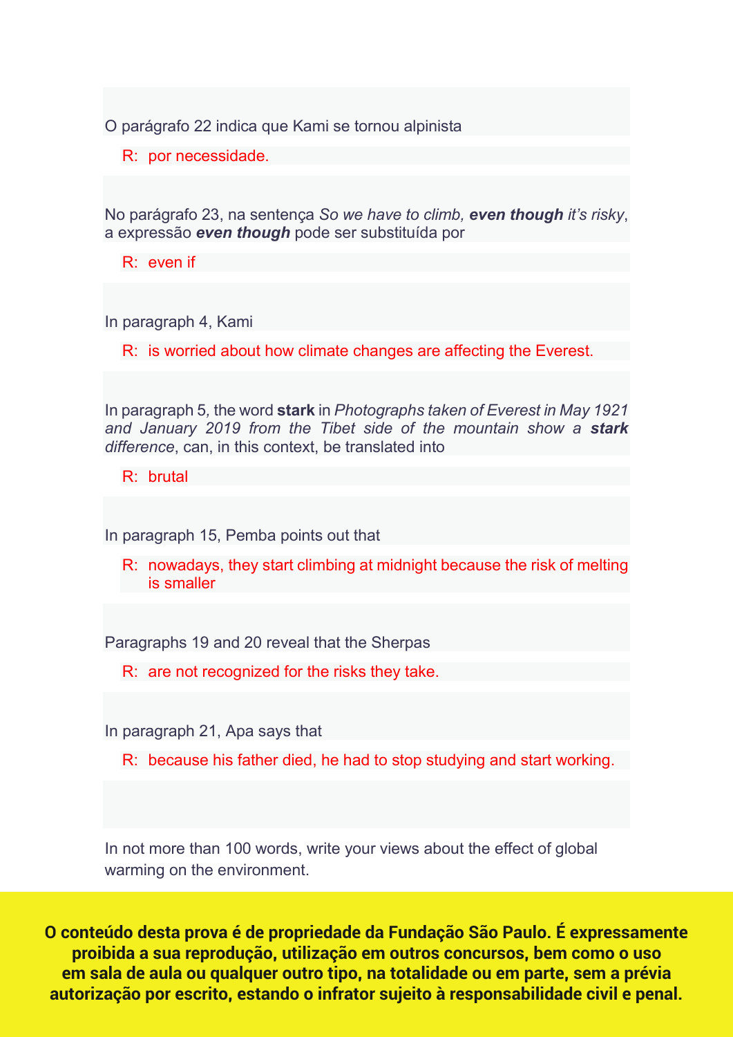O parágrafo 22 indica que Kami se tornou alpinista

R: por necessidade.

No parágrafo 23, na sentença *So we have to climb, **even though** it's risky*, a expressão ***even though*** pode ser substituída por

R: even if

In paragraph 4, Kami

R: is worried about how climate changes are affecting the Everest.

In paragraph 5, the word **stark** in *Photographs taken of Everest in May 1921 and January 2019 from the Tibet side of the mountain show a **stark** difference*, can, in this context, be translated into

R: brutal

In paragraph 15, Pemba points out that

R: nowadays, they start climbing at midnight because the risk of melting is smaller

Paragraphs 19 and 20 reveal that the Sherpas

R: are not recognized for the risks they take.

In paragraph 21, Apa says that

R: because his father died, he had to stop studying and start working.

In not more than 100 words, write your views about the effect of global warming on the environment.

**O conteúdo desta prova é de propriedade da Fundação São Paulo. É expressamente proibida a sua reprodução, utilização em outros concursos, bem como o uso em sala de aula ou qualquer outro tipo, na totalidade ou em parte, sem a prévia autorização por escrito, estando o infrator sujeito à responsabilidade civil e penal.**